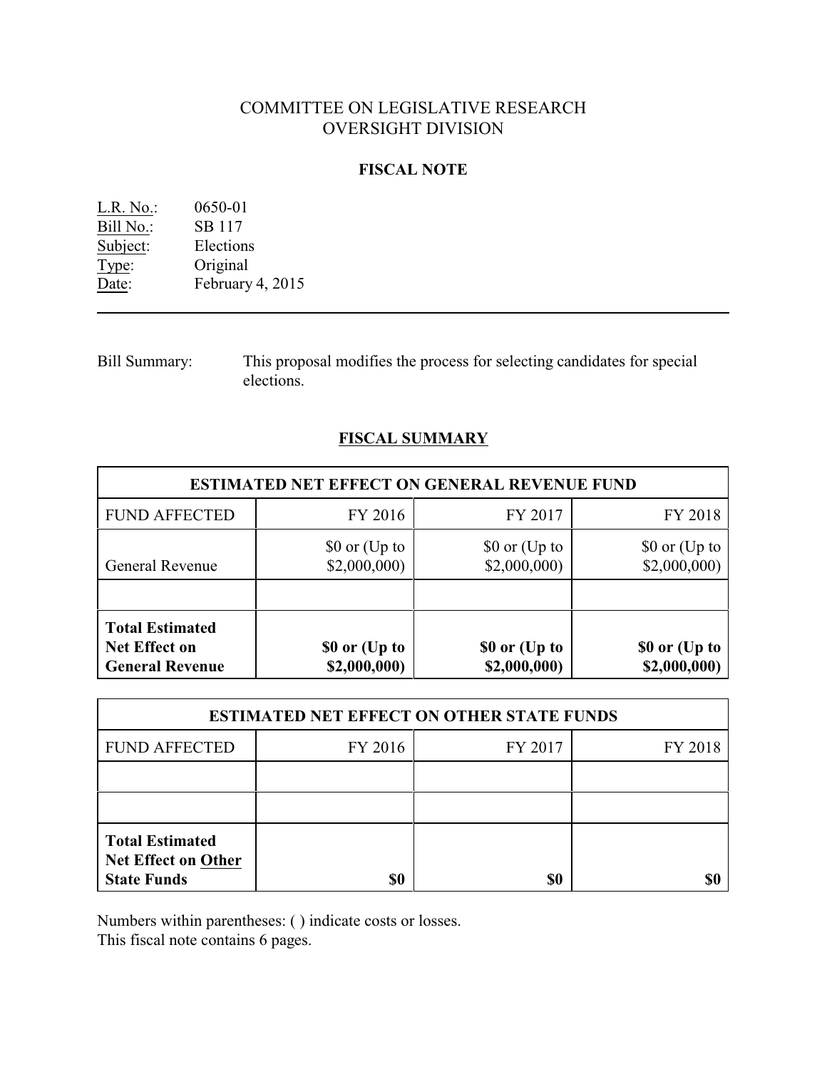# COMMITTEE ON LEGISLATIVE RESEARCH
# OVERSIGHT DIVISION

## FISCAL NOTE

L.R. No.: 0650-01
Bill No.: SB 117
Subject: Elections
Type: Original
Date: February 4, 2015

---

Bill Summary: This proposal modifies the process for selecting candidates for special elections.

## FISCAL SUMMARY

| ESTIMATED NET EFFECT ON GENERAL REVENUE FUND | | | |
|---|---|---|---|
| FUND AFFECTED | FY 2016 | FY 2017 | FY 2018 |
| General Revenue | $0 or (Up to $2,000,000) | $0 or (Up to $2,000,000) | $0 or (Up to $2,000,000) |
| | | | |
| **Total Estimated Net Effect on General Revenue** | **$0 or (Up to $2,000,000)** | **$0 or (Up to $2,000,000)** | **$0 or (Up to $2,000,000)** |

| ESTIMATED NET EFFECT ON OTHER STATE FUNDS | | | |
|---|---|---|---|
| FUND AFFECTED | FY 2016 | FY 2017 | FY 2018 |
| | | | |
| | | | |
| **Total Estimated Net Effect on Other State Funds** | **$0** | **$0** | **$0** |

Numbers within parentheses: ( ) indicate costs or losses.
This fiscal note contains 6 pages.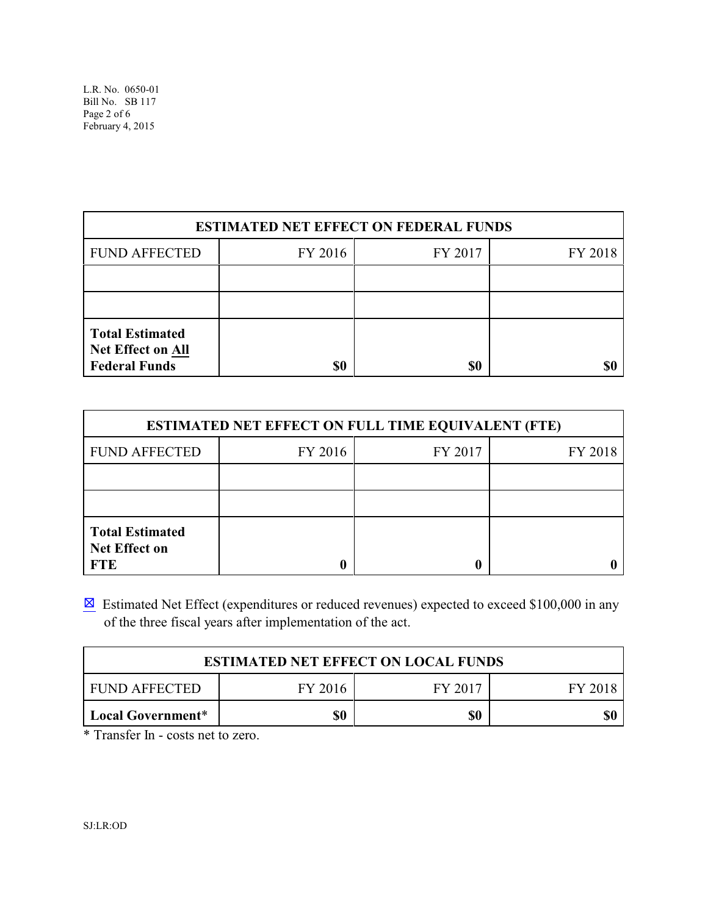| ESTIMATED NET EFFECT ON FEDERAL FUNDS | | | |
|---|---|---|---|
| FUND AFFECTED | FY 2016 | FY 2017 | FY 2018 |
| | | | |
| | | | |
| **Total Estimated Net Effect on All Federal Funds** | **$0** | **$0** | **$0** |

| ESTIMATED NET EFFECT ON FULL TIME EQUIVALENT (FTE) | | | |
|---|---|---|---|
| FUND AFFECTED | FY 2016 | FY 2017 | FY 2018 |
| | | | |
| | | | |
| **Total Estimated Net Effect on FTE** | **0** | **0** | **0** |

☒ Estimated Net Effect (expenditures or reduced revenues) expected to exceed $100,000 in any of the three fiscal years after implementation of the act.

| ESTIMATED NET EFFECT ON LOCAL FUNDS | | | |
|---|---|---|---|
| FUND AFFECTED | FY 2016 | FY 2017 | FY 2018 |
| **Local Government*** | **$0** | **$0** | **$0** |

* Transfer In - costs net to zero.

SJ:LR:OD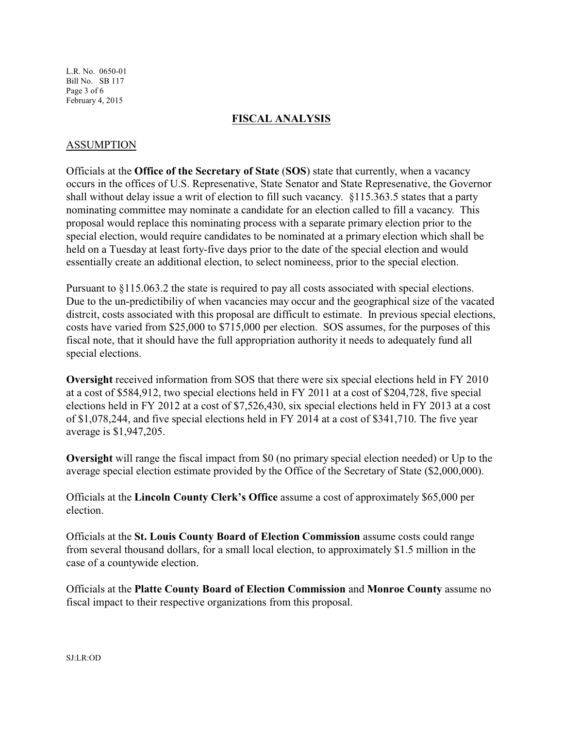## FISCAL ANALYSIS

### ASSUMPTION

Officials at the **Office of the Secretary of State** (**SOS**) state that currently, when a vacancy occurs in the offices of U.S. Represenative, State Senator and State Represenative, the Governor shall without delay issue a writ of election to fill such vacancy. §115.363.5 states that a party nominating committee may nominate a candidate for an election called to fill a vacancy. This proposal would replace this nominating process with a separate primary election prior to the special election, would require candidates to be nominated at a primary election which shall be held on a Tuesday at least forty-five days prior to the date of the special election and would essentially create an additional election, to select nomineess, prior to the special election.

Pursuant to §115.063.2 the state is required to pay all costs associated with special elections. Due to the un-predictibiliy of when vacancies may occur and the geographical size of the vacated distrcit, costs associated with this proposal are difficult to estimate. In previous special elections, costs have varied from $25,000 to $715,000 per election. SOS assumes, for the purposes of this fiscal note, that it should have the full appropriation authority it needs to adequately fund all special elections.

**Oversight** received information from SOS that there were six special elections held in FY 2010 at a cost of $584,912, two special elections held in FY 2011 at a cost of $204,728, five special elections held in FY 2012 at a cost of $7,526,430, six special elections held in FY 2013 at a cost of $1,078,244, and five special elections held in FY 2014 at a cost of $341,710. The five year average is $1,947,205.

**Oversight** will range the fiscal impact from $0 (no primary special election needed) or Up to the average special election estimate provided by the Office of the Secretary of State ($2,000,000).

Officials at the **Lincoln County Clerk's Office** assume a cost of approximately $65,000 per election.

Officials at the **St. Louis County Board of Election Commission** assume costs could range from several thousand dollars, for a small local election, to approximately $1.5 million in the case of a countywide election.

Officials at the **Platte County Board of Election Commission** and **Monroe County** assume no fiscal impact to their respective organizations from this proposal.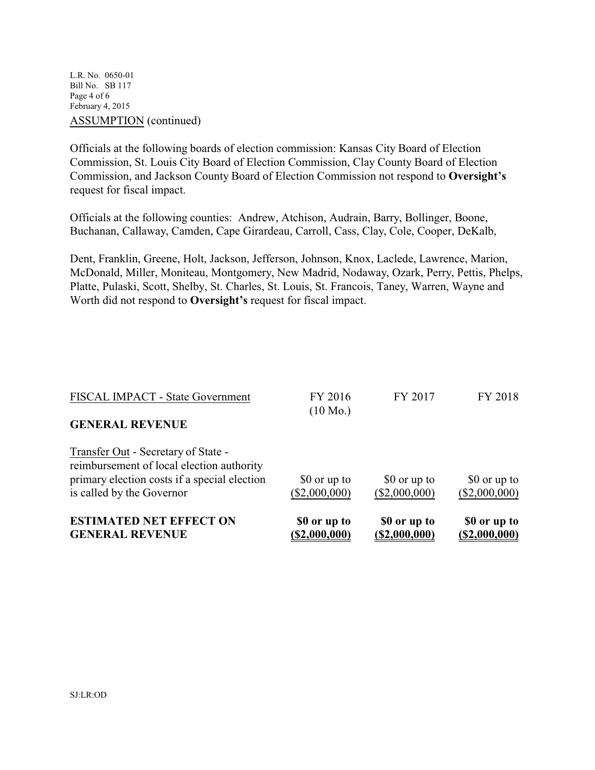ASSUMPTION (continued)

Officials at the following boards of election commission: Kansas City Board of Election Commission, St. Louis City Board of Election Commission, Clay County Board of Election Commission, and Jackson County Board of Election Commission not respond to **Oversight's** request for fiscal impact.

Officials at the following counties: Andrew, Atchison, Audrain, Barry, Bollinger, Boone, Buchanan, Callaway, Camden, Cape Girardeau, Carroll, Cass, Clay, Cole, Cooper, DeKalb,

Dent, Franklin, Greene, Holt, Jackson, Jefferson, Johnson, Knox, Laclede, Lawrence, Marion, McDonald, Miller, Moniteau, Montgomery, New Madrid, Nodaway, Ozark, Perry, Pettis, Phelps, Platte, Pulaski, Scott, Shelby, St. Charles, St. Louis, St. Francois, Taney, Warren, Wayne and Worth did not respond to **Oversight's** request for fiscal impact.

| FISCAL IMPACT - State Government | FY 2016 (10 Mo.) | FY 2017 | FY 2018 |
|---|---|---|---|
| **GENERAL REVENUE** | | | |
| Transfer Out - Secretary of State - reimbursement of local election authority primary election costs if a special election is called by the Governor | $0 or up to ($2,000,000) | $0 or up to ($2,000,000) | $0 or up to ($2,000,000) |
| **ESTIMATED NET EFFECT ON GENERAL REVENUE** | **$0 or up to ($2,000,000)** | **$0 or up to ($2,000,000)** | **$0 or up to ($2,000,000)** |

SJ:LR:OD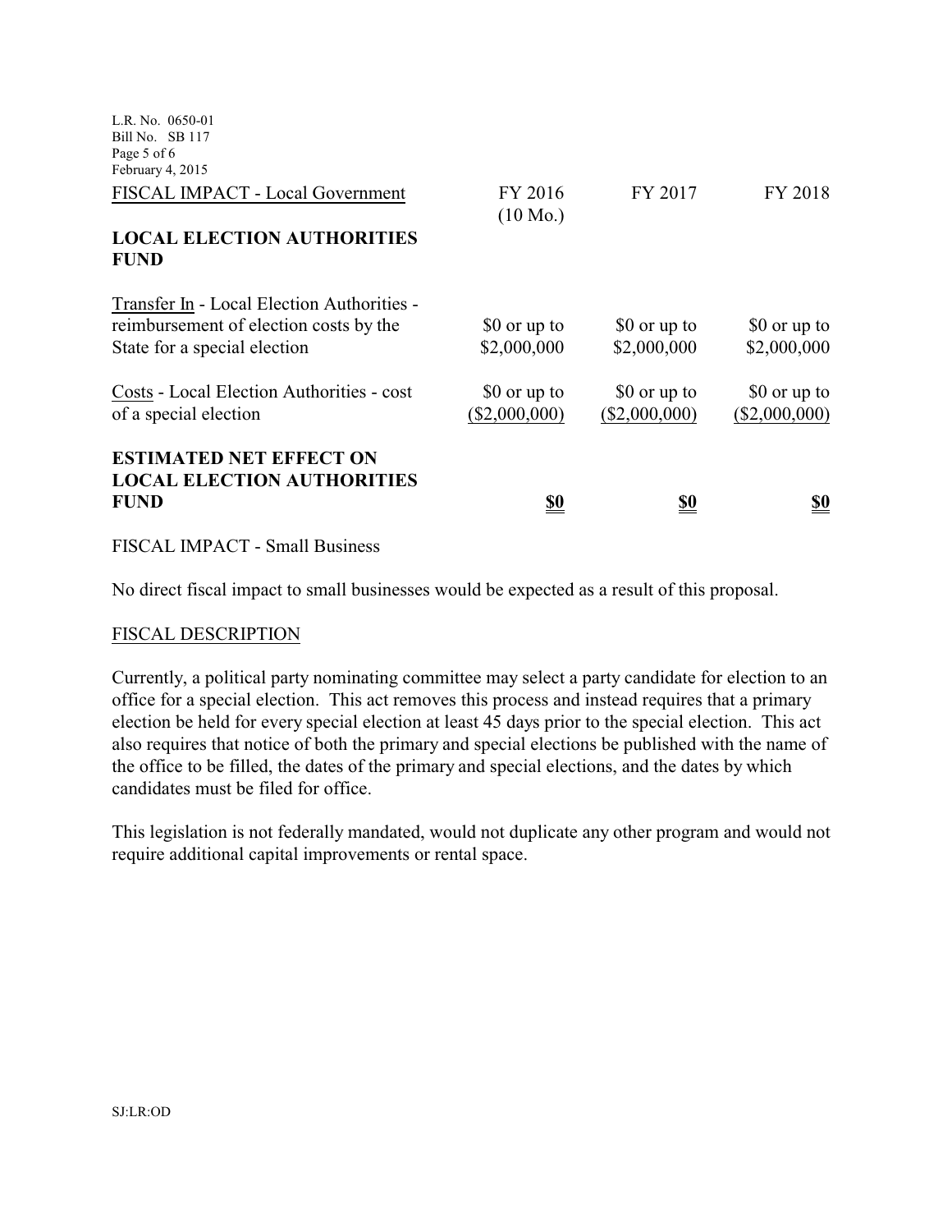| FISCAL IMPACT - Local Government | FY 2016 (10 Mo.) | FY 2017 | FY 2018 |
|---|---|---|---|
| **LOCAL ELECTION AUTHORITIES FUND** | | | |
| Transfer In - Local Election Authorities - reimbursement of election costs by the State for a special election | $0 or up to $2,000,000 | $0 or up to $2,000,000 | $0 or up to $2,000,000 |
| Costs - Local Election Authorities - cost of a special election | $0 or up to ($2,000,000) | $0 or up to ($2,000,000) | $0 or up to ($2,000,000) |
| **ESTIMATED NET EFFECT ON LOCAL ELECTION AUTHORITIES FUND** | **$0** | **$0** | **$0** |

FISCAL IMPACT - Small Business

No direct fiscal impact to small businesses would be expected as a result of this proposal.

FISCAL DESCRIPTION

Currently, a political party nominating committee may select a party candidate for election to an office for a special election. This act removes this process and instead requires that a primary election be held for every special election at least 45 days prior to the special election. This act also requires that notice of both the primary and special elections be published with the name of the office to be filled, the dates of the primary and special elections, and the dates by which candidates must be filed for office.

This legislation is not federally mandated, would not duplicate any other program and would not require additional capital improvements or rental space.

SJ:LR:OD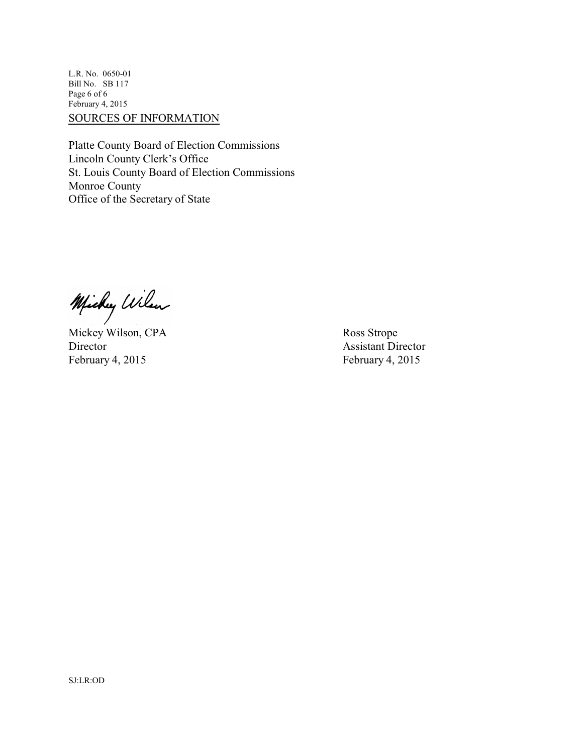## SOURCES OF INFORMATION

Platte County Board of Election Commissions
Lincoln County Clerk's Office
St. Louis County Board of Election Commissions
Monroe County
Office of the Secretary of State

Mickey Wilson, CPA
Director
February 4, 2015

Ross Strope
Assistant Director
February 4, 2015

SJ:LR:OD